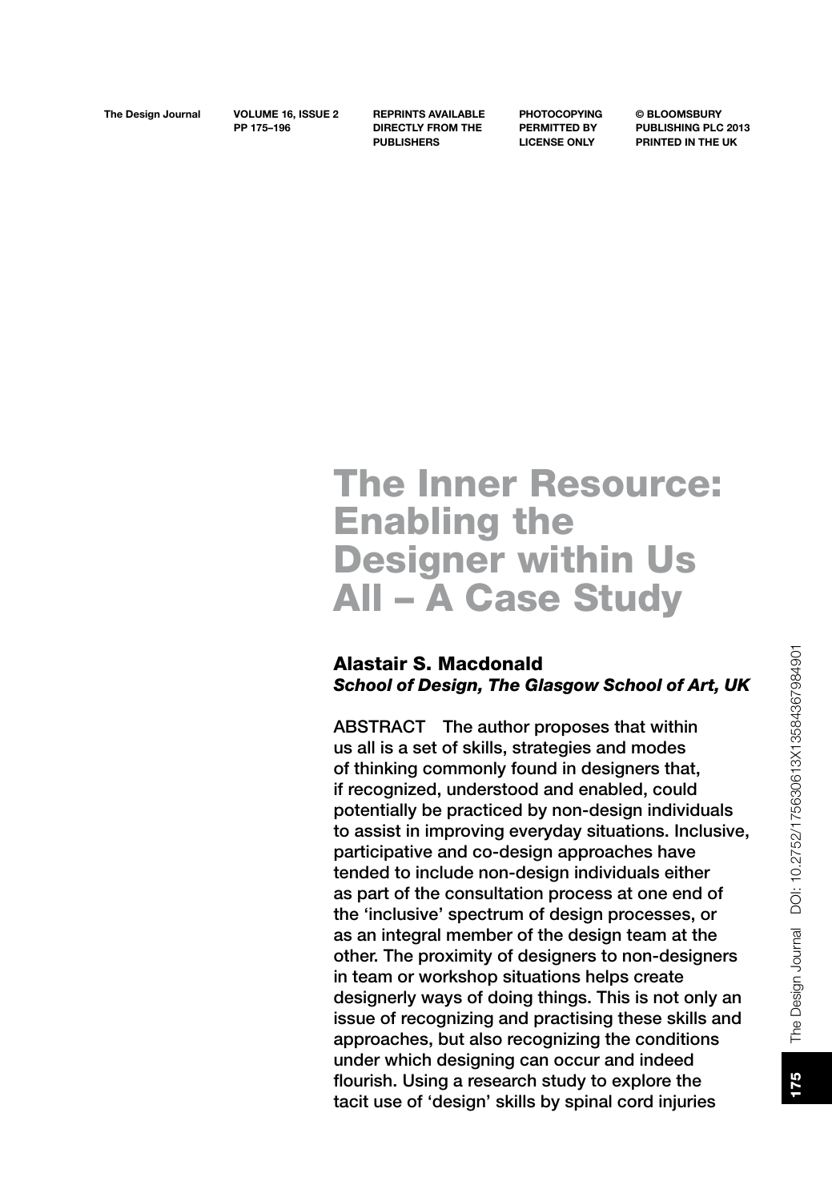# The Inner Resource: Enabling the Designer within Us All – A Case Study

## Alastair S. Macdonald

***School of Design, The Glasgow School of Art, UK***

ABSTRACT The author proposes that within us all is a set of skills, strategies and modes of thinking commonly found in designers that, if recognized, understood and enabled, could potentially be practiced by non-design individuals to assist in improving everyday situations. Inclusive, participative and co-design approaches have tended to include non-design individuals either as part of the consultation process at one end of the 'inclusive' spectrum of design processes, or as an integral member of the design team at the other. The proximity of designers to non-designers in team or workshop situations helps create designerly ways of doing things. This is not only an issue of recognizing and practising these skills and approaches, but also recognizing the conditions under which designing can occur and indeed flourish. Using a research study to explore the tacit use of 'design' skills by spinal cord injuries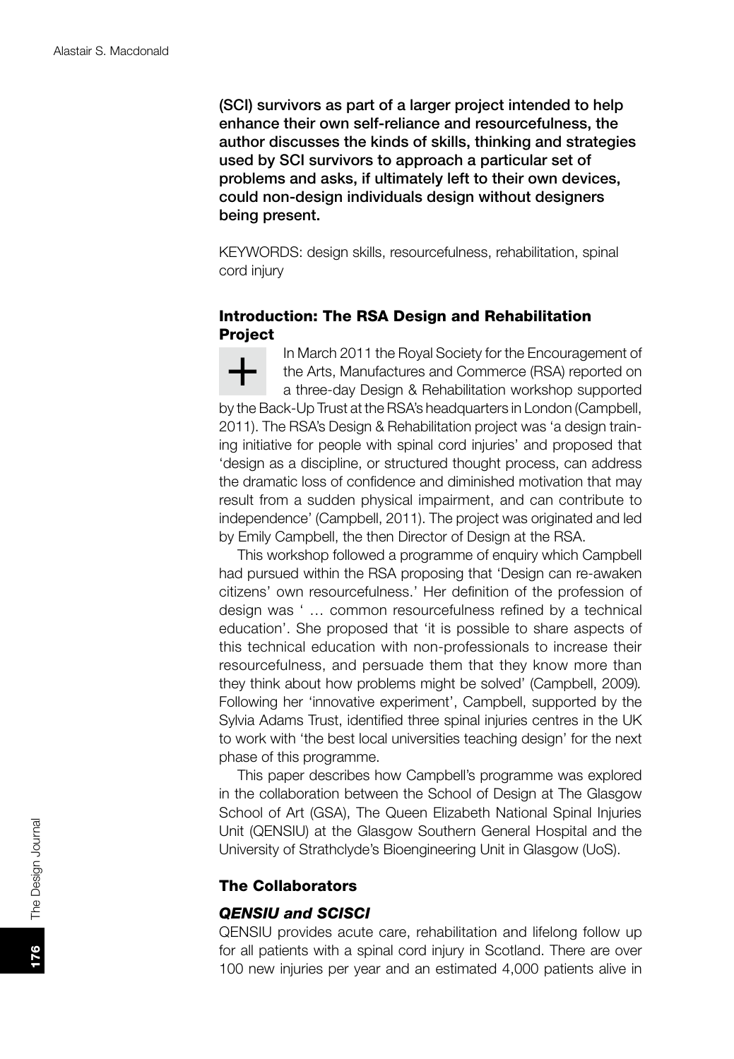**(SCI) survivors as part of a larger project intended to help enhance their own self-reliance and resourcefulness, the author discusses the kinds of skills, thinking and strategies used by SCI survivors to approach a particular set of problems and asks, if ultimately left to their own devices, could non-design individuals design without designers being present.**

KEYWORDS: design skills, resourcefulness, rehabilitation, spinal cord injury

## Introduction: The RSA Design and Rehabilitation Project

In March 2011 the Royal Society for the Encouragement of the Arts, Manufactures and Commerce (RSA) reported on a three-day Design & Rehabilitation workshop supported by the Back-Up Trust at the RSA's headquarters in London (Campbell, 2011). The RSA's Design & Rehabilitation project was 'a design training initiative for people with spinal cord injuries' and proposed that 'design as a discipline, or structured thought process, can address the dramatic loss of confidence and diminished motivation that may result from a sudden physical impairment, and can contribute to independence' (Campbell, 2011). The project was originated and led by Emily Campbell, the then Director of Design at the RSA.

This workshop followed a programme of enquiry which Campbell had pursued within the RSA proposing that 'Design can re-awaken citizens' own resourcefulness.' Her definition of the profession of design was ' … common resourcefulness refined by a technical education'. She proposed that 'it is possible to share aspects of this technical education with non-professionals to increase their resourcefulness, and persuade them that they know more than they think about how problems might be solved' (Campbell, 2009). Following her 'innovative experiment', Campbell, supported by the Sylvia Adams Trust, identified three spinal injuries centres in the UK to work with 'the best local universities teaching design' for the next phase of this programme.

This paper describes how Campbell's programme was explored in the collaboration between the School of Design at The Glasgow School of Art (GSA), The Queen Elizabeth National Spinal Injuries Unit (QENSIU) at the Glasgow Southern General Hospital and the University of Strathclyde's Bioengineering Unit in Glasgow (UoS).

## The Collaborators

### *QENSIU and SCISCI*

QENSIU provides acute care, rehabilitation and lifelong follow up for all patients with a spinal cord injury in Scotland. There are over 100 new injuries per year and an estimated 4,000 patients alive in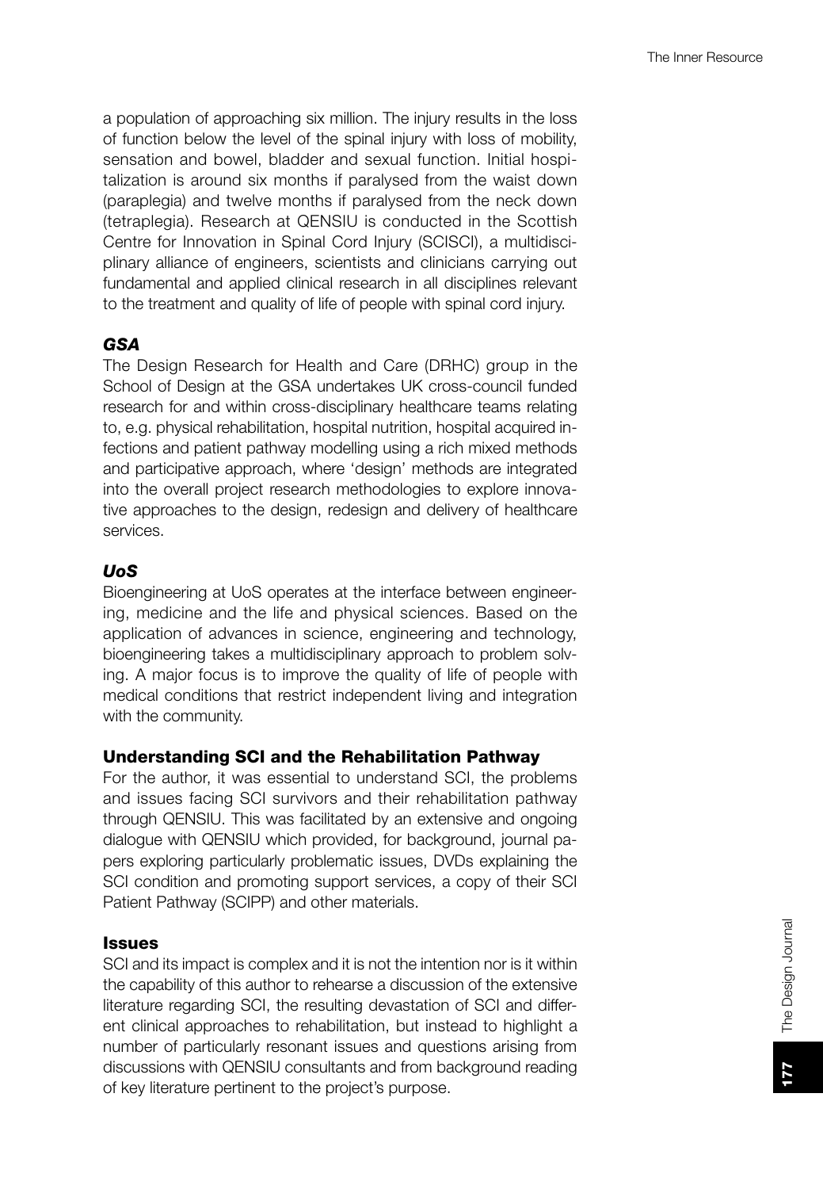a population of approaching six million. The injury results in the loss of function below the level of the spinal injury with loss of mobility, sensation and bowel, bladder and sexual function. Initial hospitalization is around six months if paralysed from the waist down (paraplegia) and twelve months if paralysed from the neck down (tetraplegia). Research at QENSIU is conducted in the Scottish Centre for Innovation in Spinal Cord Injury (SCISCI), a multidisciplinary alliance of engineers, scientists and clinicians carrying out fundamental and applied clinical research in all disciplines relevant to the treatment and quality of life of people with spinal cord injury.

### *GSA*

The Design Research for Health and Care (DRHC) group in the School of Design at the GSA undertakes UK cross-council funded research for and within cross-disciplinary healthcare teams relating to, e.g. physical rehabilitation, hospital nutrition, hospital acquired infections and patient pathway modelling using a rich mixed methods and participative approach, where 'design' methods are integrated into the overall project research methodologies to explore innovative approaches to the design, redesign and delivery of healthcare services.

### *UoS*

Bioengineering at UoS operates at the interface between engineering, medicine and the life and physical sciences. Based on the application of advances in science, engineering and technology, bioengineering takes a multidisciplinary approach to problem solving. A major focus is to improve the quality of life of people with medical conditions that restrict independent living and integration with the community.

## Understanding SCI and the Rehabilitation Pathway

For the author, it was essential to understand SCI, the problems and issues facing SCI survivors and their rehabilitation pathway through QENSIU. This was facilitated by an extensive and ongoing dialogue with QENSIU which provided, for background, journal papers exploring particularly problematic issues, DVDs explaining the SCI condition and promoting support services, a copy of their SCI Patient Pathway (SCIPP) and other materials.

## Issues

SCI and its impact is complex and it is not the intention nor is it within the capability of this author to rehearse a discussion of the extensive literature regarding SCI, the resulting devastation of SCI and different clinical approaches to rehabilitation, but instead to highlight a number of particularly resonant issues and questions arising from discussions with QENSIU consultants and from background reading of key literature pertinent to the project's purpose.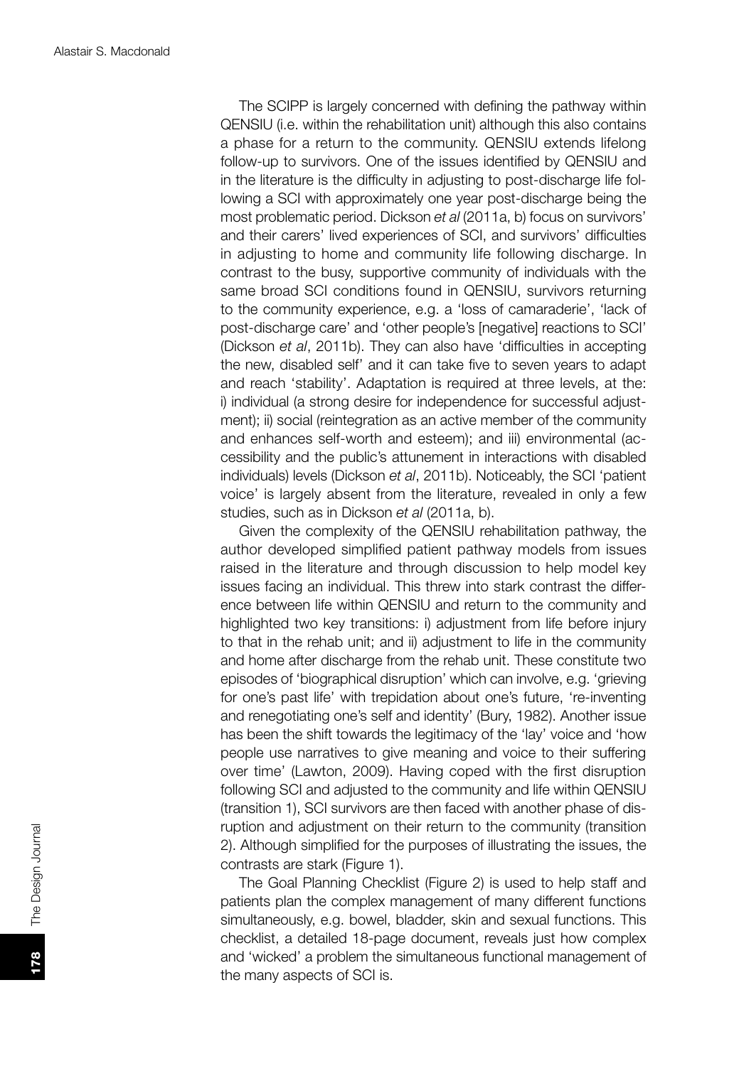The SCIPP is largely concerned with defining the pathway within QENSIU (i.e. within the rehabilitation unit) although this also contains a phase for a return to the community. QENSIU extends lifelong follow-up to survivors. One of the issues identified by QENSIU and in the literature is the difficulty in adjusting to post-discharge life following a SCI with approximately one year post-discharge being the most problematic period. Dickson *et al* (2011a, b) focus on survivors' and their carers' lived experiences of SCI, and survivors' difficulties in adjusting to home and community life following discharge. In contrast to the busy, supportive community of individuals with the same broad SCI conditions found in QENSIU, survivors returning to the community experience, e.g. a 'loss of camaraderie', 'lack of post-discharge care' and 'other people's [negative] reactions to SCI' (Dickson *et al*, 2011b). They can also have 'difficulties in accepting the new, disabled self' and it can take five to seven years to adapt and reach 'stability'. Adaptation is required at three levels, at the: i) individual (a strong desire for independence for successful adjustment); ii) social (reintegration as an active member of the community and enhances self-worth and esteem); and iii) environmental (accessibility and the public's attunement in interactions with disabled individuals) levels (Dickson *et al*, 2011b). Noticeably, the SCI 'patient voice' is largely absent from the literature, revealed in only a few studies, such as in Dickson *et al* (2011a, b).

Given the complexity of the QENSIU rehabilitation pathway, the author developed simplified patient pathway models from issues raised in the literature and through discussion to help model key issues facing an individual. This threw into stark contrast the difference between life within QENSIU and return to the community and highlighted two key transitions: i) adjustment from life before injury to that in the rehab unit; and ii) adjustment to life in the community and home after discharge from the rehab unit. These constitute two episodes of 'biographical disruption' which can involve, e.g. 'grieving for one's past life' with trepidation about one's future, 're-inventing and renegotiating one's self and identity' (Bury, 1982). Another issue has been the shift towards the legitimacy of the 'lay' voice and 'how people use narratives to give meaning and voice to their suffering over time' (Lawton, 2009). Having coped with the first disruption following SCI and adjusted to the community and life within QENSIU (transition 1), SCI survivors are then faced with another phase of disruption and adjustment on their return to the community (transition 2). Although simplified for the purposes of illustrating the issues, the contrasts are stark (Figure 1).

The Goal Planning Checklist (Figure 2) is used to help staff and patients plan the complex management of many different functions simultaneously, e.g. bowel, bladder, skin and sexual functions. This checklist, a detailed 18-page document, reveals just how complex and 'wicked' a problem the simultaneous functional management of the many aspects of SCI is.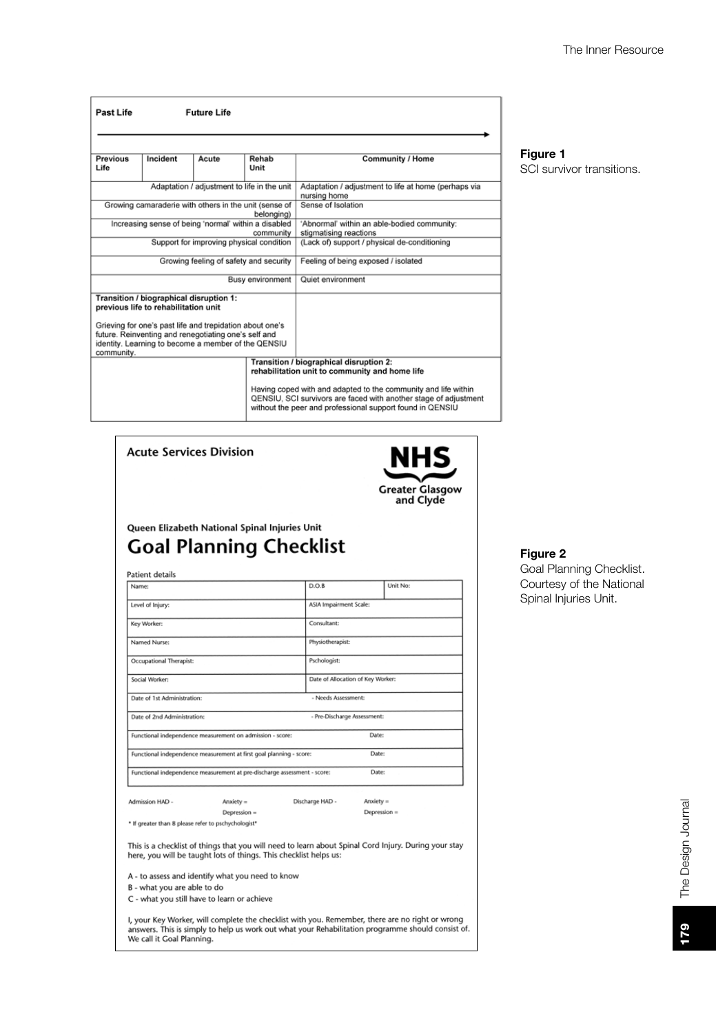| Past Life | Future Life | | | |
|---|---|---|---|---|
| Previous Life | Incident | Acute | Rehab Unit | Community / Home |
| Adaptation / adjustment to life in the unit | | | | Adaptation / adjustment to life at home (perhaps via nursing home |
| Growing camaraderie with others in the unit (sense of belonging) | | | | Sense of Isolation |
| Increasing sense of being 'normal' within a disabled community | | | | 'Abnormal' within an able-bodied community: stigmatising reactions |
| Support for improving physical condition | | | | (Lack of) support / physical de-conditioning |
| Growing feeling of safety and security | | | | Feeling of being exposed / isolated |
| Busy environment | | | | Quiet environment |
| **Transition / biographical disruption 1: previous life to rehabilitation unit** Grieving for one's past life and trepidation about one's future. Reinventing and renegotiating one's self and identity. Learning to become a member of the QENSIU community. | | | | |
| | | | **Transition / biographical disruption 2: rehabilitation unit to community and home life** Having coped with and adapted to the community and life within QENSIU, SCI survivors are faced with another stage of adjustment without the peer and professional support found in QENSIU | |

**Figure 1**
SCI survivor transitions.

Acute Services Division

NHS Greater Glasgow and Clyde

Queen Elizabeth National Spinal Injuries Unit

## Goal Planning Checklist

Patient details

| Name: | D.O.B | Unit No: |
|---|---|---|
| Level of Injury: | ASIA Impairment Scale: | |
| Key Worker: | Consultant: | |
| Named Nurse: | Physiotherapist: | |
| Occupational Therapist: | Pschologist: | |
| Social Worker: | Date of Allocation of Key Worker: | |
| Date of 1st Administration: | - Needs Assessment: | |
| Date of 2nd Administration: | - Pre-Discharge Assessment: | |
| Functional independence measurement on admission - score: | Date: | |
| Functional independence measurement at first goal planning - score: | Date: | |
| Functional independence measurement at pre-discharge assessment - score: | Date: | |

Admission HAD - Anxiety = Depression = Discharge HAD - Anxiety = Depression =

* If greater than 8 please refer to pschychologist*

This is a checklist of things that you will need to learn about Spinal Cord Injury. During your stay here, you will be taught lots of things. This checklist helps us:

A - to assess and identify what you need to know
B - what you are able to do
C - what you still have to learn or achieve

I, your Key Worker, will complete the checklist with you. Remember, there are no right or wrong answers. This is simply to help us work out what your Rehabilitation programme should consist of. We call it Goal Planning.

**Figure 2**
Goal Planning Checklist. Courtesy of the National Spinal Injuries Unit.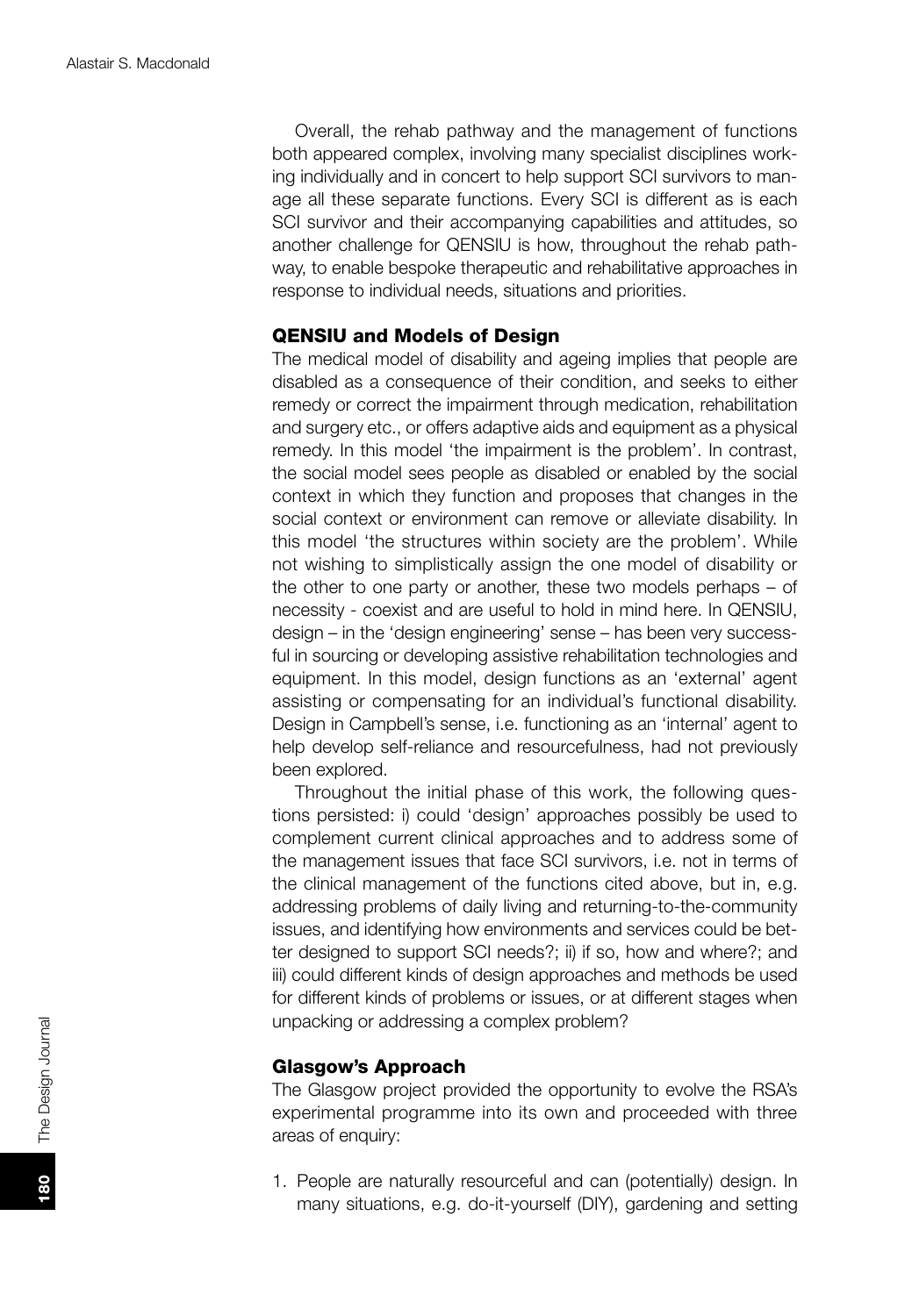Overall, the rehab pathway and the management of functions both appeared complex, involving many specialist disciplines working individually and in concert to help support SCI survivors to manage all these separate functions. Every SCI is different as is each SCI survivor and their accompanying capabilities and attitudes, so another challenge for QENSIU is how, throughout the rehab pathway, to enable bespoke therapeutic and rehabilitative approaches in response to individual needs, situations and priorities.

## QENSIU and Models of Design

The medical model of disability and ageing implies that people are disabled as a consequence of their condition, and seeks to either remedy or correct the impairment through medication, rehabilitation and surgery etc., or offers adaptive aids and equipment as a physical remedy. In this model 'the impairment is the problem'. In contrast, the social model sees people as disabled or enabled by the social context in which they function and proposes that changes in the social context or environment can remove or alleviate disability. In this model 'the structures within society are the problem'. While not wishing to simplistically assign the one model of disability or the other to one party or another, these two models perhaps – of necessity - coexist and are useful to hold in mind here. In QENSIU, design – in the 'design engineering' sense – has been very successful in sourcing or developing assistive rehabilitation technologies and equipment. In this model, design functions as an 'external' agent assisting or compensating for an individual's functional disability. Design in Campbell's sense, i.e. functioning as an 'internal' agent to help develop self-reliance and resourcefulness, had not previously been explored.

Throughout the initial phase of this work, the following questions persisted: i) could 'design' approaches possibly be used to complement current clinical approaches and to address some of the management issues that face SCI survivors, i.e. not in terms of the clinical management of the functions cited above, but in, e.g. addressing problems of daily living and returning-to-the-community issues, and identifying how environments and services could be better designed to support SCI needs?; ii) if so, how and where?; and iii) could different kinds of design approaches and methods be used for different kinds of problems or issues, or at different stages when unpacking or addressing a complex problem?

## Glasgow's Approach

The Glasgow project provided the opportunity to evolve the RSA's experimental programme into its own and proceeded with three areas of enquiry:

1. People are naturally resourceful and can (potentially) design. In many situations, e.g. do-it-yourself (DIY), gardening and setting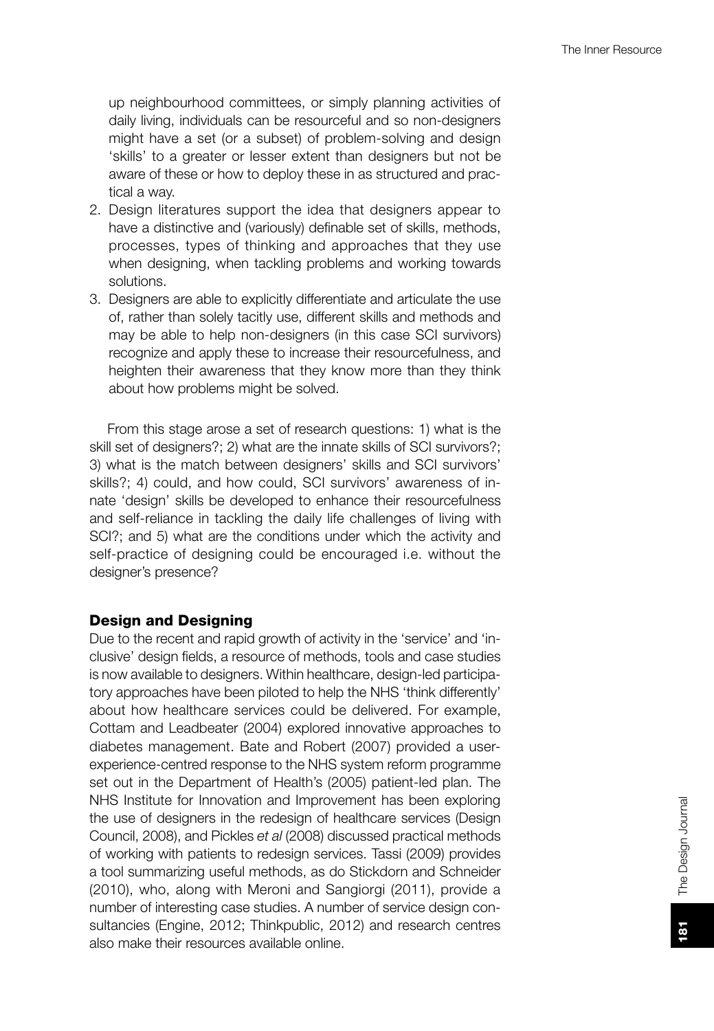up neighbourhood committees, or simply planning activities of daily living, individuals can be resourceful and so non-designers might have a set (or a subset) of problem-solving and design 'skills' to a greater or lesser extent than designers but not be aware of these or how to deploy these in as structured and practical a way.

2. Design literatures support the idea that designers appear to have a distinctive and (variously) definable set of skills, methods, processes, types of thinking and approaches that they use when designing, when tackling problems and working towards solutions.
3. Designers are able to explicitly differentiate and articulate the use of, rather than solely tacitly use, different skills and methods and may be able to help non-designers (in this case SCI survivors) recognize and apply these to increase their resourcefulness, and heighten their awareness that they know more than they think about how problems might be solved.

From this stage arose a set of research questions: 1) what is the skill set of designers?; 2) what are the innate skills of SCI survivors?; 3) what is the match between designers' skills and SCI survivors' skills?; 4) could, and how could, SCI survivors' awareness of innate 'design' skills be developed to enhance their resourcefulness and self-reliance in tackling the daily life challenges of living with SCI?; and 5) what are the conditions under which the activity and self-practice of designing could be encouraged i.e. without the designer's presence?

## Design and Designing

Due to the recent and rapid growth of activity in the 'service' and 'inclusive' design fields, a resource of methods, tools and case studies is now available to designers. Within healthcare, design-led participatory approaches have been piloted to help the NHS 'think differently' about how healthcare services could be delivered. For example, Cottam and Leadbeater (2004) explored innovative approaches to diabetes management. Bate and Robert (2007) provided a user-experience-centred response to the NHS system reform programme set out in the Department of Health's (2005) patient-led plan. The NHS Institute for Innovation and Improvement has been exploring the use of designers in the redesign of healthcare services (Design Council, 2008), and Pickles *et al* (2008) discussed practical methods of working with patients to redesign services. Tassi (2009) provides a tool summarizing useful methods, as do Stickdorn and Schneider (2010), who, along with Meroni and Sangiorgi (2011), provide a number of interesting case studies. A number of service design consultancies (Engine, 2012; Thinkpublic, 2012) and research centres also make their resources available online.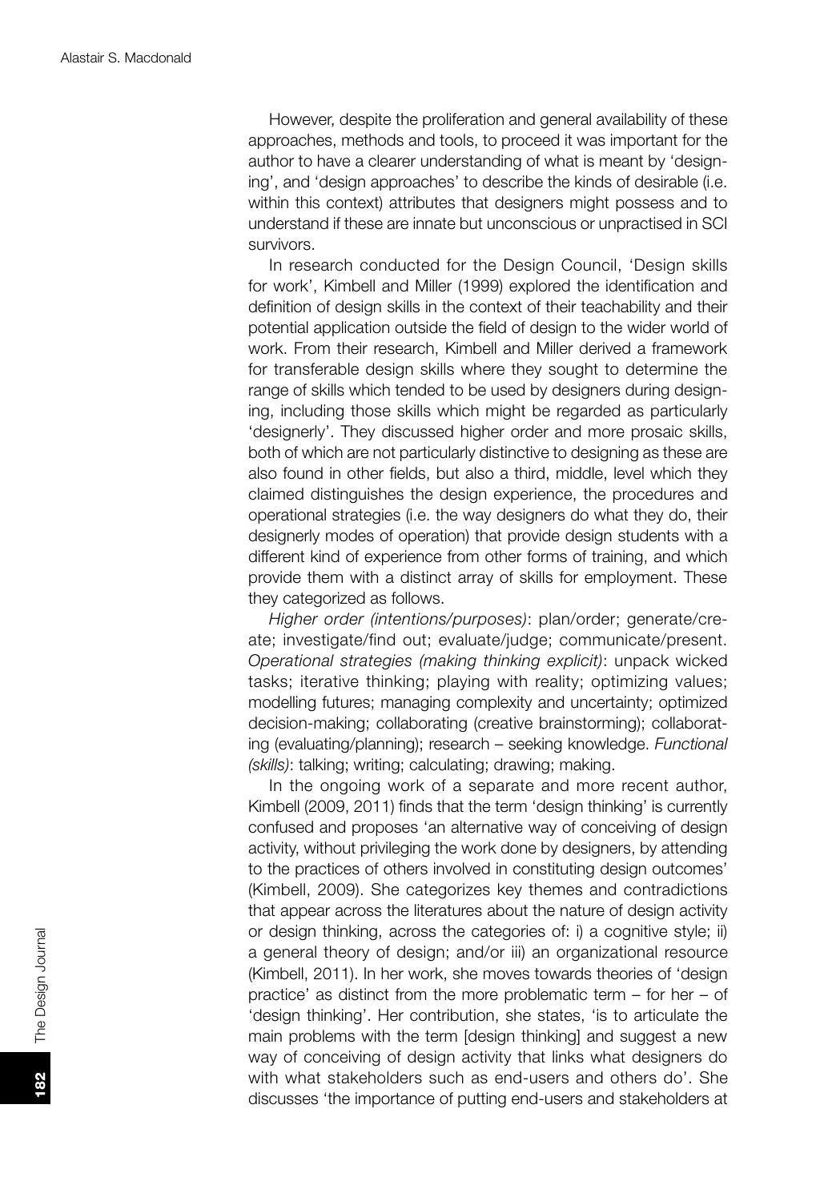However, despite the proliferation and general availability of these approaches, methods and tools, to proceed it was important for the author to have a clearer understanding of what is meant by 'designing', and 'design approaches' to describe the kinds of desirable (i.e. within this context) attributes that designers might possess and to understand if these are innate but unconscious or unpractised in SCI survivors.

In research conducted for the Design Council, 'Design skills for work', Kimbell and Miller (1999) explored the identification and definition of design skills in the context of their teachability and their potential application outside the field of design to the wider world of work. From their research, Kimbell and Miller derived a framework for transferable design skills where they sought to determine the range of skills which tended to be used by designers during designing, including those skills which might be regarded as particularly 'designerly'. They discussed higher order and more prosaic skills, both of which are not particularly distinctive to designing as these are also found in other fields, but also a third, middle, level which they claimed distinguishes the design experience, the procedures and operational strategies (i.e. the way designers do what they do, their designerly modes of operation) that provide design students with a different kind of experience from other forms of training, and which provide them with a distinct array of skills for employment. These they categorized as follows.

*Higher order (intentions/purposes)*: plan/order; generate/create; investigate/find out; evaluate/judge; communicate/present. *Operational strategies (making thinking explicit)*: unpack wicked tasks; iterative thinking; playing with reality; optimizing values; modelling futures; managing complexity and uncertainty; optimized decision-making; collaborating (creative brainstorming); collaborating (evaluating/planning); research – seeking knowledge. *Functional (skills)*: talking; writing; calculating; drawing; making.

In the ongoing work of a separate and more recent author, Kimbell (2009, 2011) finds that the term 'design thinking' is currently confused and proposes 'an alternative way of conceiving of design activity, without privileging the work done by designers, by attending to the practices of others involved in constituting design outcomes' (Kimbell, 2009). She categorizes key themes and contradictions that appear across the literatures about the nature of design activity or design thinking, across the categories of: i) a cognitive style; ii) a general theory of design; and/or iii) an organizational resource (Kimbell, 2011). In her work, she moves towards theories of 'design practice' as distinct from the more problematic term – for her – of 'design thinking'. Her contribution, she states, 'is to articulate the main problems with the term [design thinking] and suggest a new way of conceiving of design activity that links what designers do with what stakeholders such as end-users and others do'. She discusses 'the importance of putting end-users and stakeholders at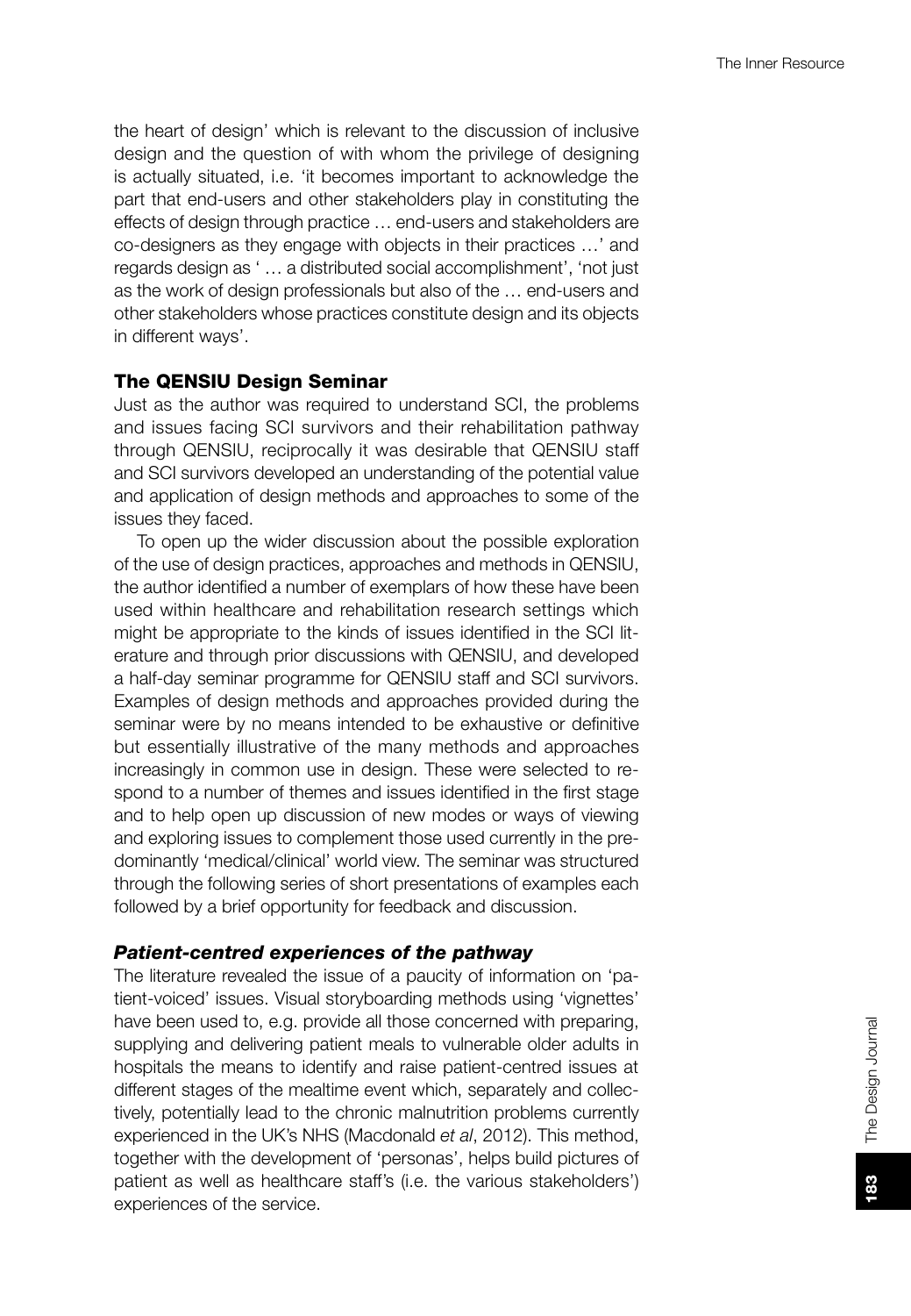the heart of design' which is relevant to the discussion of inclusive design and the question of with whom the privilege of designing is actually situated, i.e. 'it becomes important to acknowledge the part that end-users and other stakeholders play in constituting the effects of design through practice … end-users and stakeholders are co-designers as they engage with objects in their practices …' and regards design as ' … a distributed social accomplishment', 'not just as the work of design professionals but also of the … end-users and other stakeholders whose practices constitute design and its objects in different ways'.

## The QENSIU Design Seminar

Just as the author was required to understand SCI, the problems and issues facing SCI survivors and their rehabilitation pathway through QENSIU, reciprocally it was desirable that QENSIU staff and SCI survivors developed an understanding of the potential value and application of design methods and approaches to some of the issues they faced.

To open up the wider discussion about the possible exploration of the use of design practices, approaches and methods in QENSIU, the author identified a number of exemplars of how these have been used within healthcare and rehabilitation research settings which might be appropriate to the kinds of issues identified in the SCI literature and through prior discussions with QENSIU, and developed a half-day seminar programme for QENSIU staff and SCI survivors. Examples of design methods and approaches provided during the seminar were by no means intended to be exhaustive or definitive but essentially illustrative of the many methods and approaches increasingly in common use in design. These were selected to respond to a number of themes and issues identified in the first stage and to help open up discussion of new modes or ways of viewing and exploring issues to complement those used currently in the predominantly 'medical/clinical' world view. The seminar was structured through the following series of short presentations of examples each followed by a brief opportunity for feedback and discussion.

### *Patient-centred experiences of the pathway*

The literature revealed the issue of a paucity of information on 'patient-voiced' issues. Visual storyboarding methods using 'vignettes' have been used to, e.g. provide all those concerned with preparing, supplying and delivering patient meals to vulnerable older adults in hospitals the means to identify and raise patient-centred issues at different stages of the mealtime event which, separately and collectively, potentially lead to the chronic malnutrition problems currently experienced in the UK's NHS (Macdonald *et al*, 2012). This method, together with the development of 'personas', helps build pictures of patient as well as healthcare staff's (i.e. the various stakeholders') experiences of the service.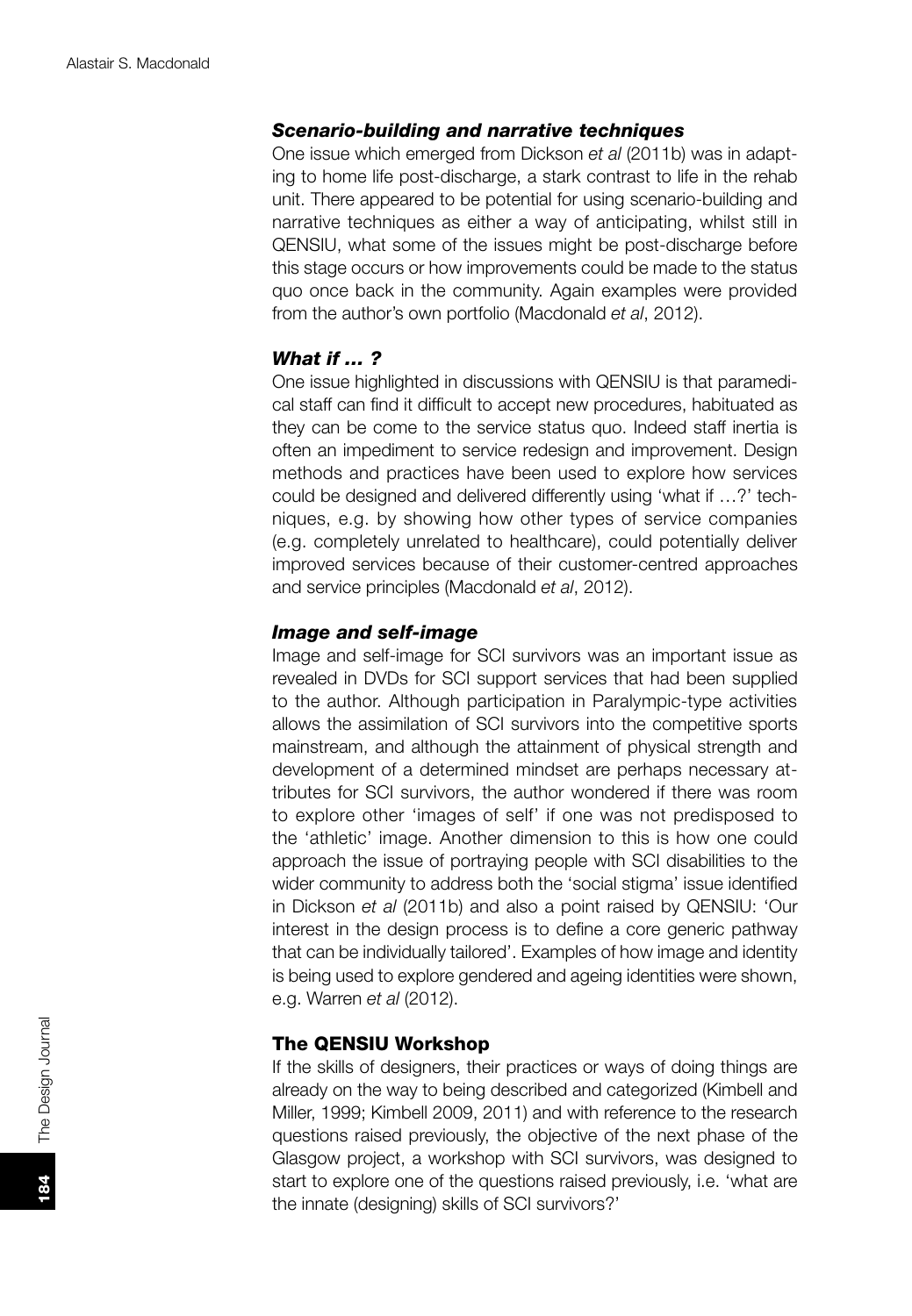### *Scenario-building and narrative techniques*

One issue which emerged from Dickson *et al* (2011b) was in adapting to home life post-discharge, a stark contrast to life in the rehab unit. There appeared to be potential for using scenario-building and narrative techniques as either a way of anticipating, whilst still in QENSIU, what some of the issues might be post-discharge before this stage occurs or how improvements could be made to the status quo once back in the community. Again examples were provided from the author's own portfolio (Macdonald *et al*, 2012).

### *What if … ?*

One issue highlighted in discussions with QENSIU is that paramedical staff can find it difficult to accept new procedures, habituated as they can be come to the service status quo. Indeed staff inertia is often an impediment to service redesign and improvement. Design methods and practices have been used to explore how services could be designed and delivered differently using 'what if …?' techniques, e.g. by showing how other types of service companies (e.g. completely unrelated to healthcare), could potentially deliver improved services because of their customer-centred approaches and service principles (Macdonald *et al*, 2012).

### *Image and self-image*

Image and self-image for SCI survivors was an important issue as revealed in DVDs for SCI support services that had been supplied to the author. Although participation in Paralympic-type activities allows the assimilation of SCI survivors into the competitive sports mainstream, and although the attainment of physical strength and development of a determined mindset are perhaps necessary attributes for SCI survivors, the author wondered if there was room to explore other 'images of self' if one was not predisposed to the 'athletic' image. Another dimension to this is how one could approach the issue of portraying people with SCI disabilities to the wider community to address both the 'social stigma' issue identified in Dickson *et al* (2011b) and also a point raised by QENSIU: 'Our interest in the design process is to define a core generic pathway that can be individually tailored'. Examples of how image and identity is being used to explore gendered and ageing identities were shown, e.g. Warren *et al* (2012).

## The QENSIU Workshop

If the skills of designers, their practices or ways of doing things are already on the way to being described and categorized (Kimbell and Miller, 1999; Kimbell 2009, 2011) and with reference to the research questions raised previously, the objective of the next phase of the Glasgow project, a workshop with SCI survivors, was designed to start to explore one of the questions raised previously, i.e. 'what are the innate (designing) skills of SCI survivors?'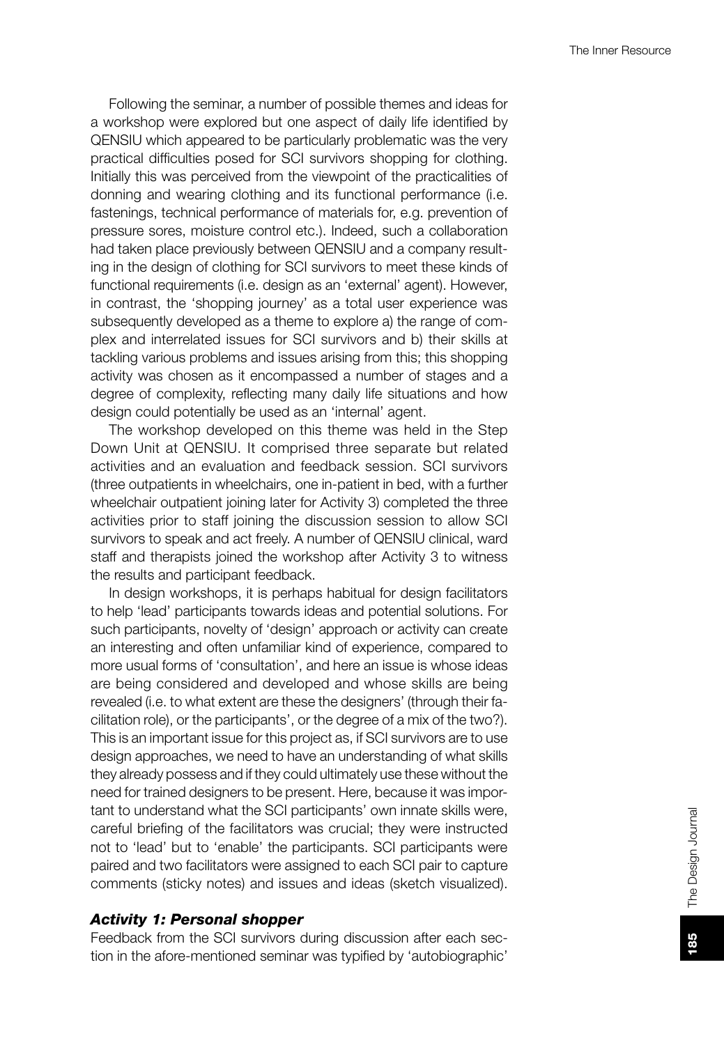Following the seminar, a number of possible themes and ideas for a workshop were explored but one aspect of daily life identified by QENSIU which appeared to be particularly problematic was the very practical difficulties posed for SCI survivors shopping for clothing. Initially this was perceived from the viewpoint of the practicalities of donning and wearing clothing and its functional performance (i.e. fastenings, technical performance of materials for, e.g. prevention of pressure sores, moisture control etc.). Indeed, such a collaboration had taken place previously between QENSIU and a company resulting in the design of clothing for SCI survivors to meet these kinds of functional requirements (i.e. design as an 'external' agent). However, in contrast, the 'shopping journey' as a total user experience was subsequently developed as a theme to explore a) the range of complex and interrelated issues for SCI survivors and b) their skills at tackling various problems and issues arising from this; this shopping activity was chosen as it encompassed a number of stages and a degree of complexity, reflecting many daily life situations and how design could potentially be used as an 'internal' agent.

The workshop developed on this theme was held in the Step Down Unit at QENSIU. It comprised three separate but related activities and an evaluation and feedback session. SCI survivors (three outpatients in wheelchairs, one in-patient in bed, with a further wheelchair outpatient joining later for Activity 3) completed the three activities prior to staff joining the discussion session to allow SCI survivors to speak and act freely. A number of QENSIU clinical, ward staff and therapists joined the workshop after Activity 3 to witness the results and participant feedback.

In design workshops, it is perhaps habitual for design facilitators to help 'lead' participants towards ideas and potential solutions. For such participants, novelty of 'design' approach or activity can create an interesting and often unfamiliar kind of experience, compared to more usual forms of 'consultation', and here an issue is whose ideas are being considered and developed and whose skills are being revealed (i.e. to what extent are these the designers' (through their facilitation role), or the participants', or the degree of a mix of the two?). This is an important issue for this project as, if SCI survivors are to use design approaches, we need to have an understanding of what skills they already possess and if they could ultimately use these without the need for trained designers to be present. Here, because it was important to understand what the SCI participants' own innate skills were, careful briefing of the facilitators was crucial; they were instructed not to 'lead' but to 'enable' the participants. SCI participants were paired and two facilitators were assigned to each SCI pair to capture comments (sticky notes) and issues and ideas (sketch visualized).

### *Activity 1: Personal shopper*

Feedback from the SCI survivors during discussion after each section in the afore-mentioned seminar was typified by 'autobiographic'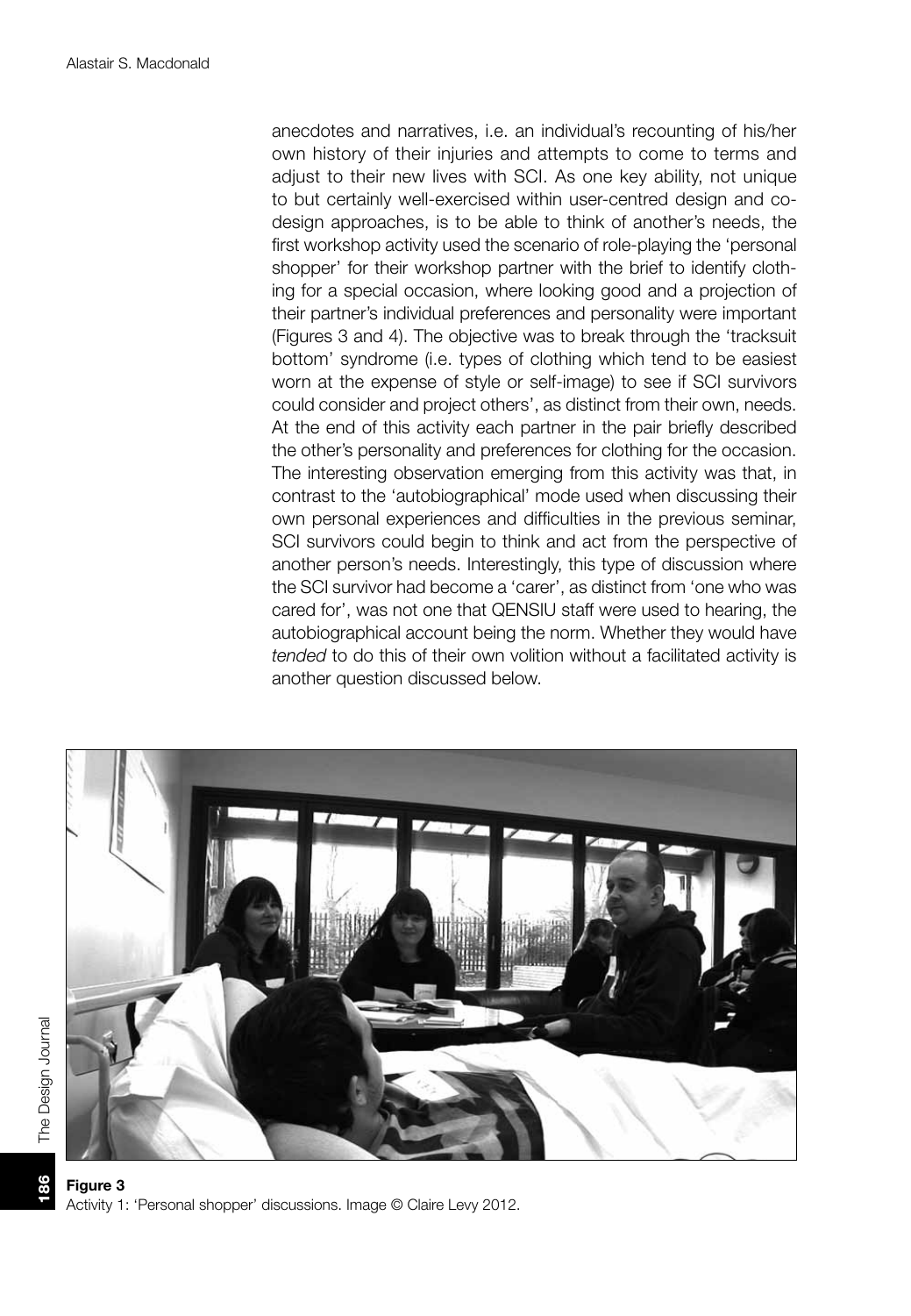anecdotes and narratives, i.e. an individual's recounting of his/her own history of their injuries and attempts to come to terms and adjust to their new lives with SCI. As one key ability, not unique to but certainly well-exercised within user-centred design and co-design approaches, is to be able to think of another's needs, the first workshop activity used the scenario of role-playing the 'personal shopper' for their workshop partner with the brief to identify clothing for a special occasion, where looking good and a projection of their partner's individual preferences and personality were important (Figures 3 and 4). The objective was to break through the 'tracksuit bottom' syndrome (i.e. types of clothing which tend to be easiest worn at the expense of style or self-image) to see if SCI survivors could consider and project others', as distinct from their own, needs. At the end of this activity each partner in the pair briefly described the other's personality and preferences for clothing for the occasion. The interesting observation emerging from this activity was that, in contrast to the 'autobiographical' mode used when discussing their own personal experiences and difficulties in the previous seminar, SCI survivors could begin to think and act from the perspective of another person's needs. Interestingly, this type of discussion where the SCI survivor had become a 'carer', as distinct from 'one who was cared for', was not one that QENSIU staff were used to hearing, the autobiographical account being the norm. Whether they would have *tended* to do this of their own volition without a facilitated activity is another question discussed below.

**Figure 3**
Activity 1: 'Personal shopper' discussions. Image © Claire Levy 2012.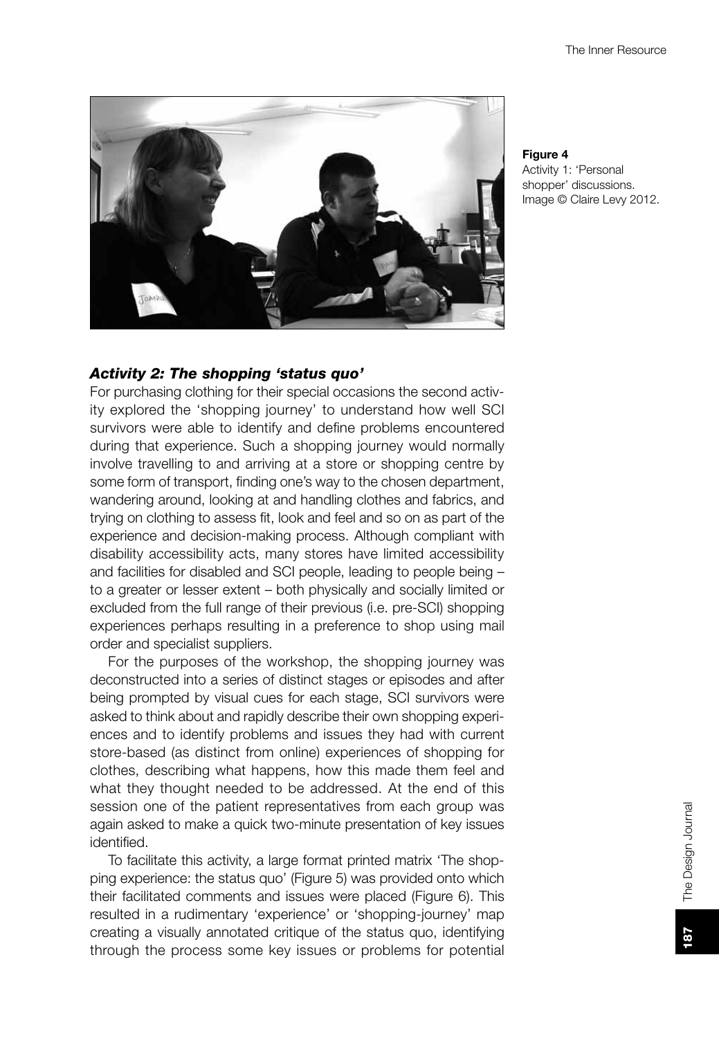**Figure 4**
Activity 1: 'Personal shopper' discussions. Image © Claire Levy 2012.

### *Activity 2: The shopping 'status quo'*

For purchasing clothing for their special occasions the second activity explored the 'shopping journey' to understand how well SCI survivors were able to identify and define problems encountered during that experience. Such a shopping journey would normally involve travelling to and arriving at a store or shopping centre by some form of transport, finding one's way to the chosen department, wandering around, looking at and handling clothes and fabrics, and trying on clothing to assess fit, look and feel and so on as part of the experience and decision-making process. Although compliant with disability accessibility acts, many stores have limited accessibility and facilities for disabled and SCI people, leading to people being – to a greater or lesser extent – both physically and socially limited or excluded from the full range of their previous (i.e. pre-SCI) shopping experiences perhaps resulting in a preference to shop using mail order and specialist suppliers.

For the purposes of the workshop, the shopping journey was deconstructed into a series of distinct stages or episodes and after being prompted by visual cues for each stage, SCI survivors were asked to think about and rapidly describe their own shopping experiences and to identify problems and issues they had with current store-based (as distinct from online) experiences of shopping for clothes, describing what happens, how this made them feel and what they thought needed to be addressed. At the end of this session one of the patient representatives from each group was again asked to make a quick two-minute presentation of key issues identified.

To facilitate this activity, a large format printed matrix 'The shopping experience: the status quo' (Figure 5) was provided onto which their facilitated comments and issues were placed (Figure 6). This resulted in a rudimentary 'experience' or 'shopping-journey' map creating a visually annotated critique of the status quo, identifying through the process some key issues or problems for potential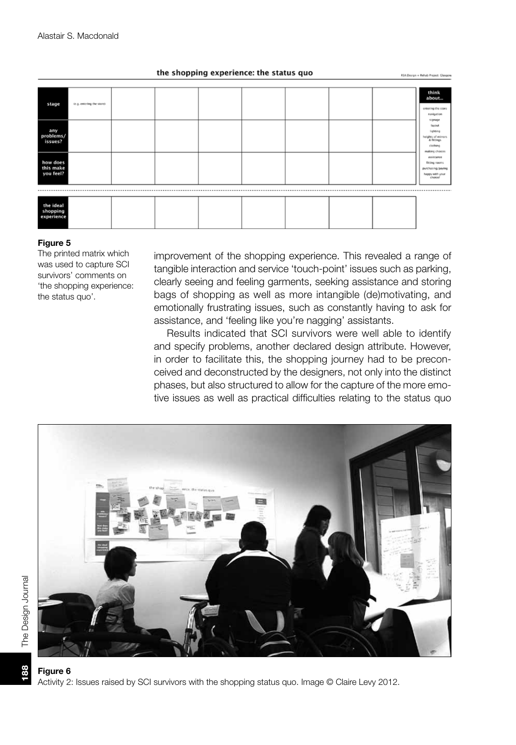the shopping experience: the status quo

RSA Design + Rehab Project. Glasgow

| stage | (e.g. entering the store) | | | | | | | | think about... |
|---|---|---|---|---|---|---|---|---|---|
| any problems/ issues? | | | | | | | | | entering the store, navigation, signage, layout, lighting, heights of mirrors & fittings, clothing, making choices, assistance, fitting rooms, purchasing/paying, happy with your choice? |
| how does this make you feel? | | | | | | | | | |
| the ideal shopping experience | | | | | | | | | |

**Figure 5**
The printed matrix which was used to capture SCI survivors' comments on 'the shopping experience: the status quo'.

improvement of the shopping experience. This revealed a range of tangible interaction and service 'touch-point' issues such as parking, clearly seeing and feeling garments, seeking assistance and storing bags of shopping as well as more intangible (de)motivating, and emotionally frustrating issues, such as constantly having to ask for assistance, and 'feeling like you're nagging' assistants.

Results indicated that SCI survivors were well able to identify and specify problems, another declared design attribute. However, in order to facilitate this, the shopping journey had to be preconceived and deconstructed by the designers, not only into the distinct phases, but also structured to allow for the capture of the more emotive issues as well as practical difficulties relating to the status quo

**Figure 6**
Activity 2: Issues raised by SCI survivors with the shopping status quo. Image © Claire Levy 2012.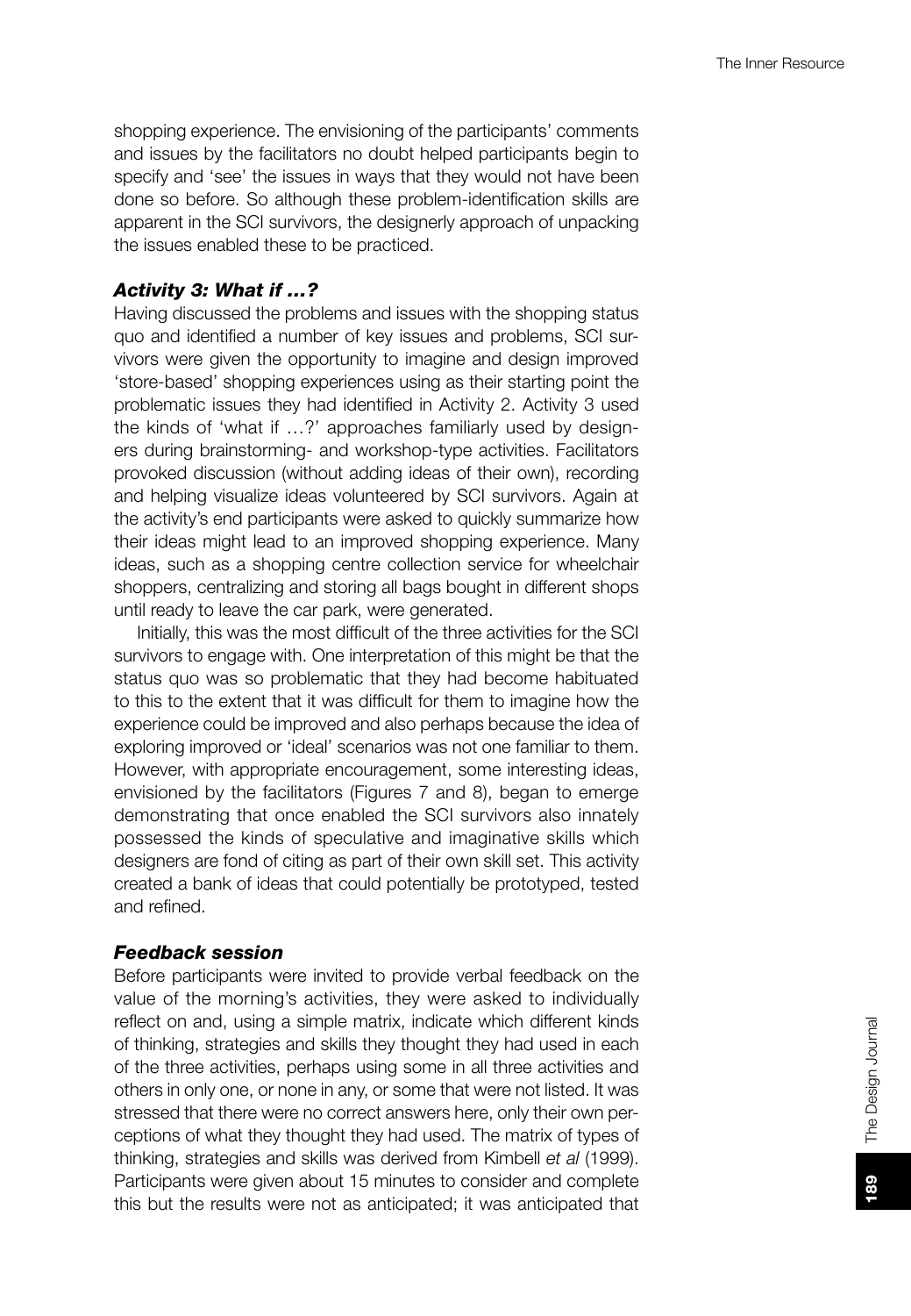shopping experience. The envisioning of the participants' comments and issues by the facilitators no doubt helped participants begin to specify and 'see' the issues in ways that they would not have been done so before. So although these problem-identification skills are apparent in the SCI survivors, the designerly approach of unpacking the issues enabled these to be practiced.

### *Activity 3: What if …?*

Having discussed the problems and issues with the shopping status quo and identified a number of key issues and problems, SCI survivors were given the opportunity to imagine and design improved 'store-based' shopping experiences using as their starting point the problematic issues they had identified in Activity 2. Activity 3 used the kinds of 'what if …?' approaches familiarly used by designers during brainstorming- and workshop-type activities. Facilitators provoked discussion (without adding ideas of their own), recording and helping visualize ideas volunteered by SCI survivors. Again at the activity's end participants were asked to quickly summarize how their ideas might lead to an improved shopping experience. Many ideas, such as a shopping centre collection service for wheelchair shoppers, centralizing and storing all bags bought in different shops until ready to leave the car park, were generated.

Initially, this was the most difficult of the three activities for the SCI survivors to engage with. One interpretation of this might be that the status quo was so problematic that they had become habituated to this to the extent that it was difficult for them to imagine how the experience could be improved and also perhaps because the idea of exploring improved or 'ideal' scenarios was not one familiar to them. However, with appropriate encouragement, some interesting ideas, envisioned by the facilitators (Figures 7 and 8), began to emerge demonstrating that once enabled the SCI survivors also innately possessed the kinds of speculative and imaginative skills which designers are fond of citing as part of their own skill set. This activity created a bank of ideas that could potentially be prototyped, tested and refined.

### *Feedback session*

Before participants were invited to provide verbal feedback on the value of the morning's activities, they were asked to individually reflect on and, using a simple matrix, indicate which different kinds of thinking, strategies and skills they thought they had used in each of the three activities, perhaps using some in all three activities and others in only one, or none in any, or some that were not listed. It was stressed that there were no correct answers here, only their own perceptions of what they thought they had used. The matrix of types of thinking, strategies and skills was derived from Kimbell *et al* (1999). Participants were given about 15 minutes to consider and complete this but the results were not as anticipated; it was anticipated that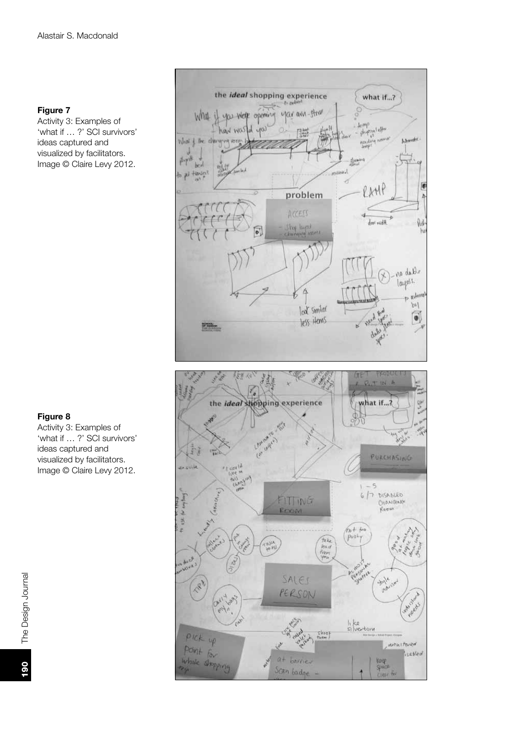**Figure 7**
Activity 3: Examples of 'what if … ?' SCI survivors' ideas captured and visualized by facilitators. Image © Claire Levy 2012.

**Figure 8**
Activity 3: Examples of 'what if … ?' SCI survivors' ideas captured and visualized by facilitators. Image © Claire Levy 2012.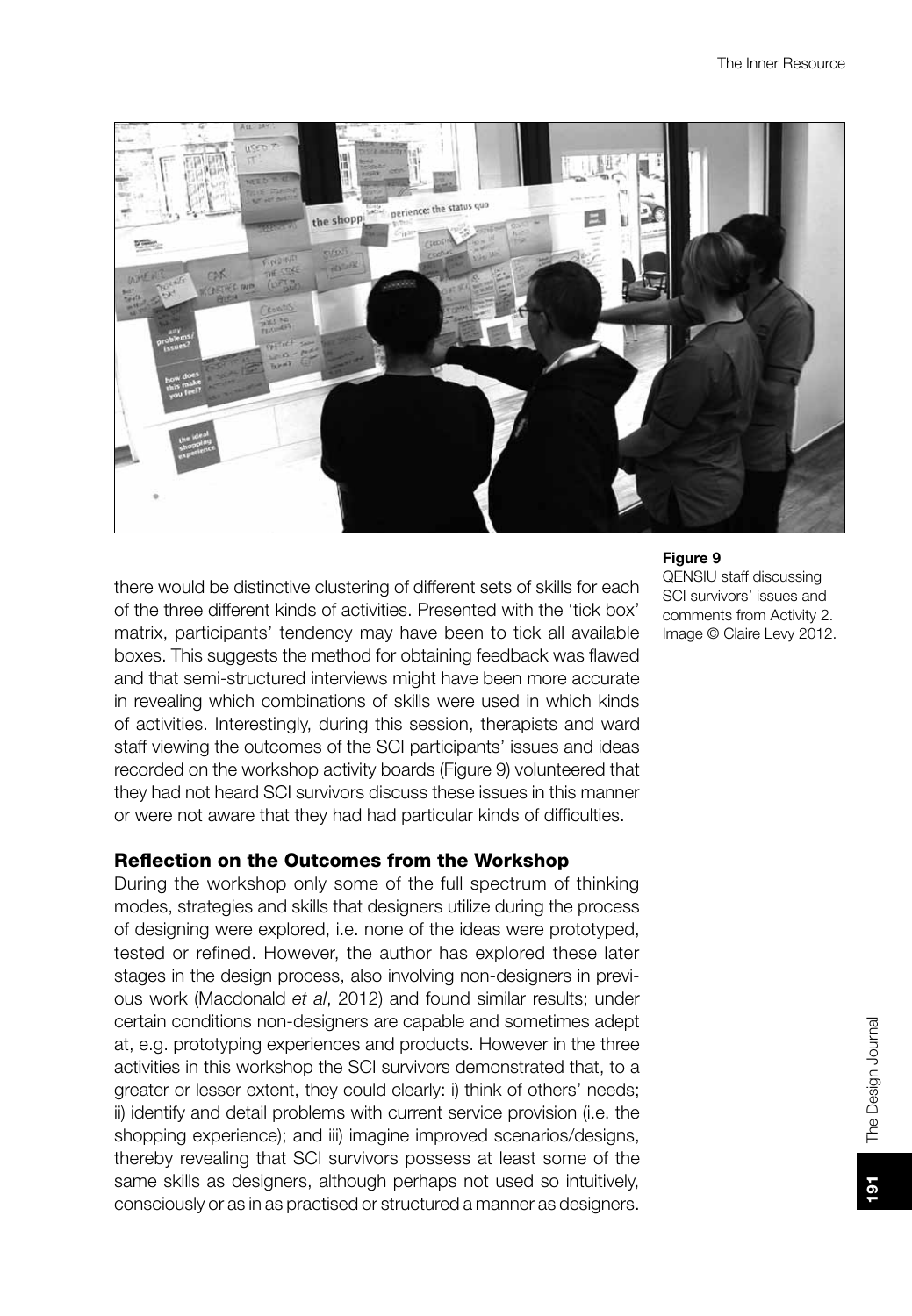Figure 9
QENSIU staff discussing SCI survivors' issues and comments from Activity 2. Image © Claire Levy 2012.

there would be distinctive clustering of different sets of skills for each of the three different kinds of activities. Presented with the 'tick box' matrix, participants' tendency may have been to tick all available boxes. This suggests the method for obtaining feedback was flawed and that semi-structured interviews might have been more accurate in revealing which combinations of skills were used in which kinds of activities. Interestingly, during this session, therapists and ward staff viewing the outcomes of the SCI participants' issues and ideas recorded on the workshop activity boards (Figure 9) volunteered that they had not heard SCI survivors discuss these issues in this manner or were not aware that they had had particular kinds of difficulties.

## Reflection on the Outcomes from the Workshop

During the workshop only some of the full spectrum of thinking modes, strategies and skills that designers utilize during the process of designing were explored, i.e. none of the ideas were prototyped, tested or refined. However, the author has explored these later stages in the design process, also involving non-designers in previous work (Macdonald *et al*, 2012) and found similar results; under certain conditions non-designers are capable and sometimes adept at, e.g. prototyping experiences and products. However in the three activities in this workshop the SCI survivors demonstrated that, to a greater or lesser extent, they could clearly: i) think of others' needs; ii) identify and detail problems with current service provision (i.e. the shopping experience); and iii) imagine improved scenarios/designs, thereby revealing that SCI survivors possess at least some of the same skills as designers, although perhaps not used so intuitively, consciously or as in as practised or structured a manner as designers.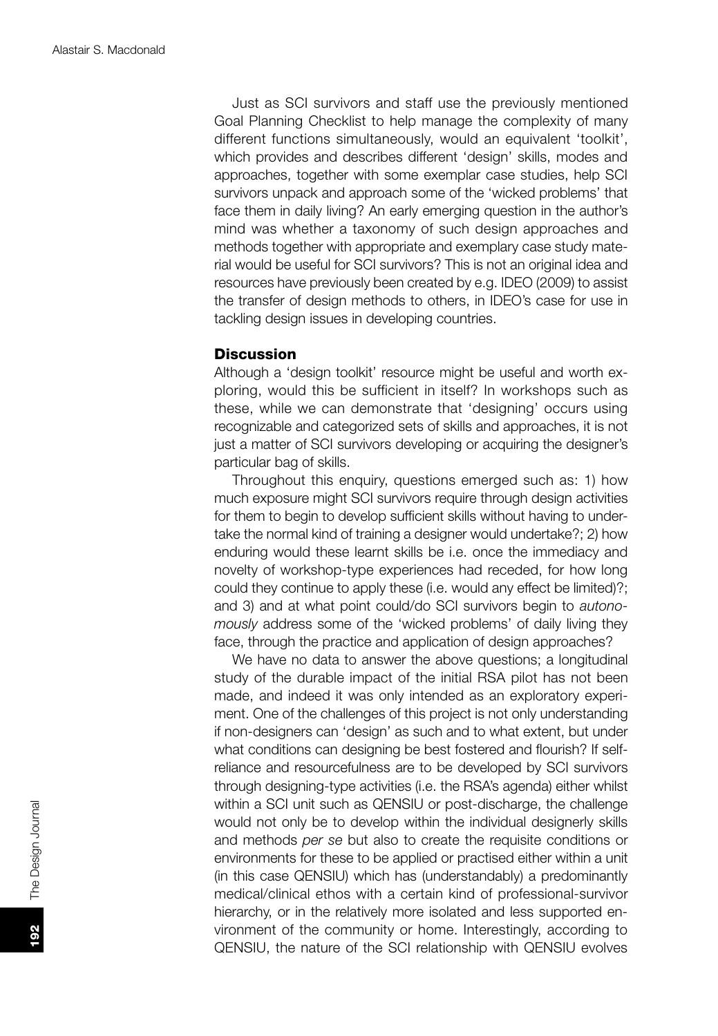Just as SCI survivors and staff use the previously mentioned Goal Planning Checklist to help manage the complexity of many different functions simultaneously, would an equivalent 'toolkit', which provides and describes different 'design' skills, modes and approaches, together with some exemplar case studies, help SCI survivors unpack and approach some of the 'wicked problems' that face them in daily living? An early emerging question in the author's mind was whether a taxonomy of such design approaches and methods together with appropriate and exemplary case study material would be useful for SCI survivors? This is not an original idea and resources have previously been created by e.g. IDEO (2009) to assist the transfer of design methods to others, in IDEO's case for use in tackling design issues in developing countries.

## Discussion

Although a 'design toolkit' resource might be useful and worth exploring, would this be sufficient in itself? In workshops such as these, while we can demonstrate that 'designing' occurs using recognizable and categorized sets of skills and approaches, it is not just a matter of SCI survivors developing or acquiring the designer's particular bag of skills.

Throughout this enquiry, questions emerged such as: 1) how much exposure might SCI survivors require through design activities for them to begin to develop sufficient skills without having to undertake the normal kind of training a designer would undertake?; 2) how enduring would these learnt skills be i.e. once the immediacy and novelty of workshop-type experiences had receded, for how long could they continue to apply these (i.e. would any effect be limited)?; and 3) and at what point could/do SCI survivors begin to *autonomously* address some of the 'wicked problems' of daily living they face, through the practice and application of design approaches?

We have no data to answer the above questions; a longitudinal study of the durable impact of the initial RSA pilot has not been made, and indeed it was only intended as an exploratory experiment. One of the challenges of this project is not only understanding if non-designers can 'design' as such and to what extent, but under what conditions can designing be best fostered and flourish? If self-reliance and resourcefulness are to be developed by SCI survivors through designing-type activities (i.e. the RSA's agenda) either whilst within a SCI unit such as QENSIU or post-discharge, the challenge would not only be to develop within the individual designerly skills and methods *per se* but also to create the requisite conditions or environments for these to be applied or practised either within a unit (in this case QENSIU) which has (understandably) a predominantly medical/clinical ethos with a certain kind of professional-survivor hierarchy, or in the relatively more isolated and less supported environment of the community or home. Interestingly, according to QENSIU, the nature of the SCI relationship with QENSIU evolves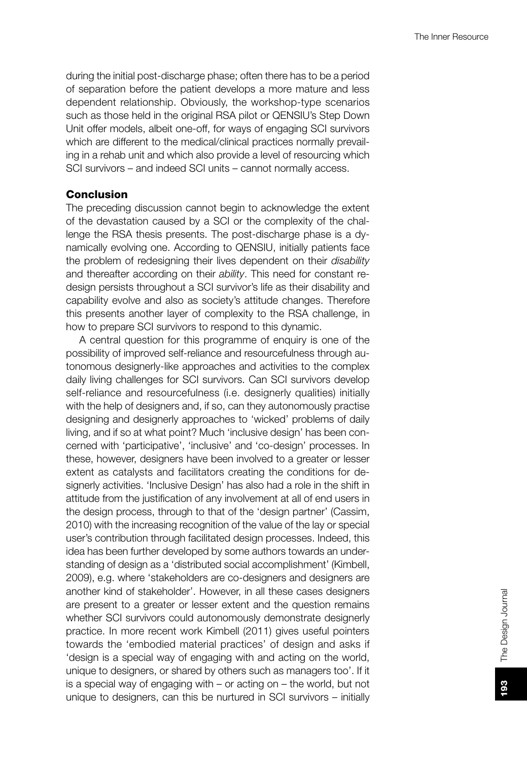during the initial post-discharge phase; often there has to be a period of separation before the patient develops a more mature and less dependent relationship. Obviously, the workshop-type scenarios such as those held in the original RSA pilot or QENSIU's Step Down Unit offer models, albeit one-off, for ways of engaging SCI survivors which are different to the medical/clinical practices normally prevailing in a rehab unit and which also provide a level of resourcing which SCI survivors – and indeed SCI units – cannot normally access.

## Conclusion

The preceding discussion cannot begin to acknowledge the extent of the devastation caused by a SCI or the complexity of the challenge the RSA thesis presents. The post-discharge phase is a dynamically evolving one. According to QENSIU, initially patients face the problem of redesigning their lives dependent on their *disability* and thereafter according on their *ability*. This need for constant redesign persists throughout a SCI survivor's life as their disability and capability evolve and also as society's attitude changes. Therefore this presents another layer of complexity to the RSA challenge, in how to prepare SCI survivors to respond to this dynamic.

A central question for this programme of enquiry is one of the possibility of improved self-reliance and resourcefulness through autonomous designerly-like approaches and activities to the complex daily living challenges for SCI survivors. Can SCI survivors develop self-reliance and resourcefulness (i.e. designerly qualities) initially with the help of designers and, if so, can they autonomously practise designing and designerly approaches to 'wicked' problems of daily living, and if so at what point? Much 'inclusive design' has been concerned with 'participative', 'inclusive' and 'co-design' processes. In these, however, designers have been involved to a greater or lesser extent as catalysts and facilitators creating the conditions for designerly activities. 'Inclusive Design' has also had a role in the shift in attitude from the justification of any involvement at all of end users in the design process, through to that of the 'design partner' (Cassim, 2010) with the increasing recognition of the value of the lay or special user's contribution through facilitated design processes. Indeed, this idea has been further developed by some authors towards an understanding of design as a 'distributed social accomplishment' (Kimbell, 2009), e.g. where 'stakeholders are co-designers and designers are another kind of stakeholder'. However, in all these cases designers are present to a greater or lesser extent and the question remains whether SCI survivors could autonomously demonstrate designerly practice. In more recent work Kimbell (2011) gives useful pointers towards the 'embodied material practices' of design and asks if 'design is a special way of engaging with and acting on the world, unique to designers, or shared by others such as managers too'. If it is a special way of engaging with – or acting on – the world, but not unique to designers, can this be nurtured in SCI survivors – initially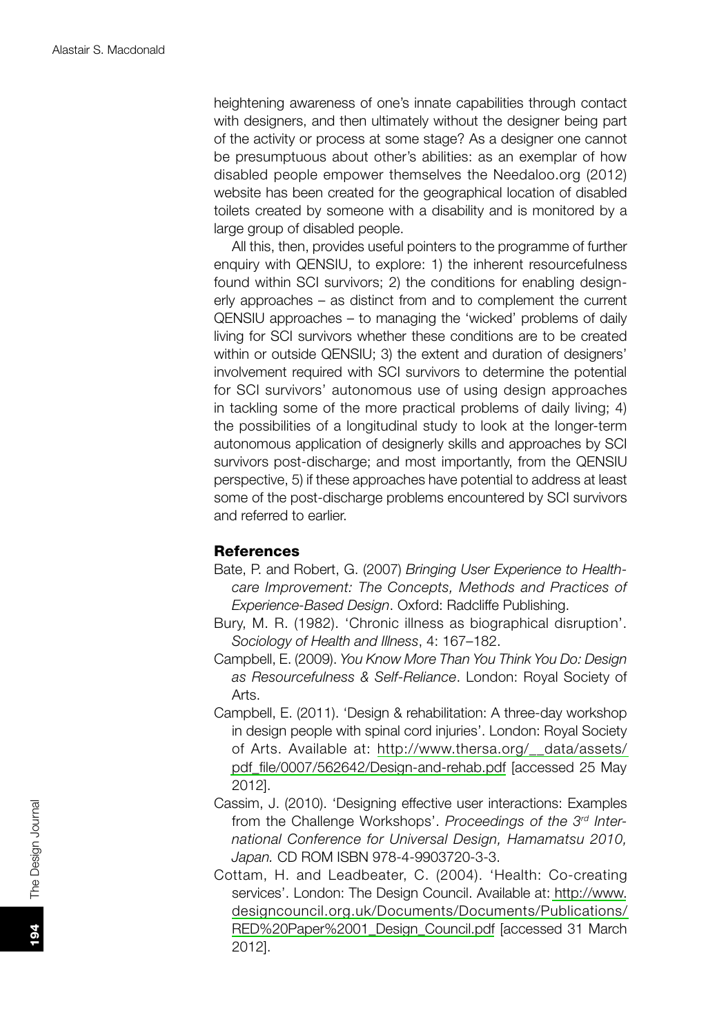heightening awareness of one's innate capabilities through contact with designers, and then ultimately without the designer being part of the activity or process at some stage? As a designer one cannot be presumptuous about other's abilities: as an exemplar of how disabled people empower themselves the Needaloo.org (2012) website has been created for the geographical location of disabled toilets created by someone with a disability and is monitored by a large group of disabled people.

All this, then, provides useful pointers to the programme of further enquiry with QENSIU, to explore: 1) the inherent resourcefulness found within SCI survivors; 2) the conditions for enabling designerly approaches – as distinct from and to complement the current QENSIU approaches – to managing the 'wicked' problems of daily living for SCI survivors whether these conditions are to be created within or outside QENSIU; 3) the extent and duration of designers' involvement required with SCI survivors to determine the potential for SCI survivors' autonomous use of using design approaches in tackling some of the more practical problems of daily living; 4) the possibilities of a longitudinal study to look at the longer-term autonomous application of designerly skills and approaches by SCI survivors post-discharge; and most importantly, from the QENSIU perspective, 5) if these approaches have potential to address at least some of the post-discharge problems encountered by SCI survivors and referred to earlier.

## References

Bate, P. and Robert, G. (2007) *Bringing User Experience to Healthcare Improvement: The Concepts, Methods and Practices of Experience-Based Design*. Oxford: Radcliffe Publishing.

Bury, M. R. (1982). 'Chronic illness as biographical disruption'. *Sociology of Health and Illness*, 4: 167–182.

Campbell, E. (2009). *You Know More Than You Think You Do: Design as Resourcefulness & Self-Reliance*. London: Royal Society of Arts.

Campbell, E. (2011). 'Design & rehabilitation: A three-day workshop in design people with spinal cord injuries'. London: Royal Society of Arts. Available at: http://www.thersa.org/__data/assets/pdf_file/0007/562642/Design-and-rehab.pdf [accessed 25 May 2012].

Cassim, J. (2010). 'Designing effective user interactions: Examples from the Challenge Workshops'. *Proceedings of the 3rd International Conference for Universal Design, Hamamatsu 2010, Japan.* CD ROM ISBN 978-4-9903720-3-3.

Cottam, H. and Leadbeater, C. (2004). 'Health: Co-creating services'. London: The Design Council. Available at: http://www.designcouncil.org.uk/Documents/Documents/Publications/RED%20Paper%2001_Design_Council.pdf [accessed 31 March 2012].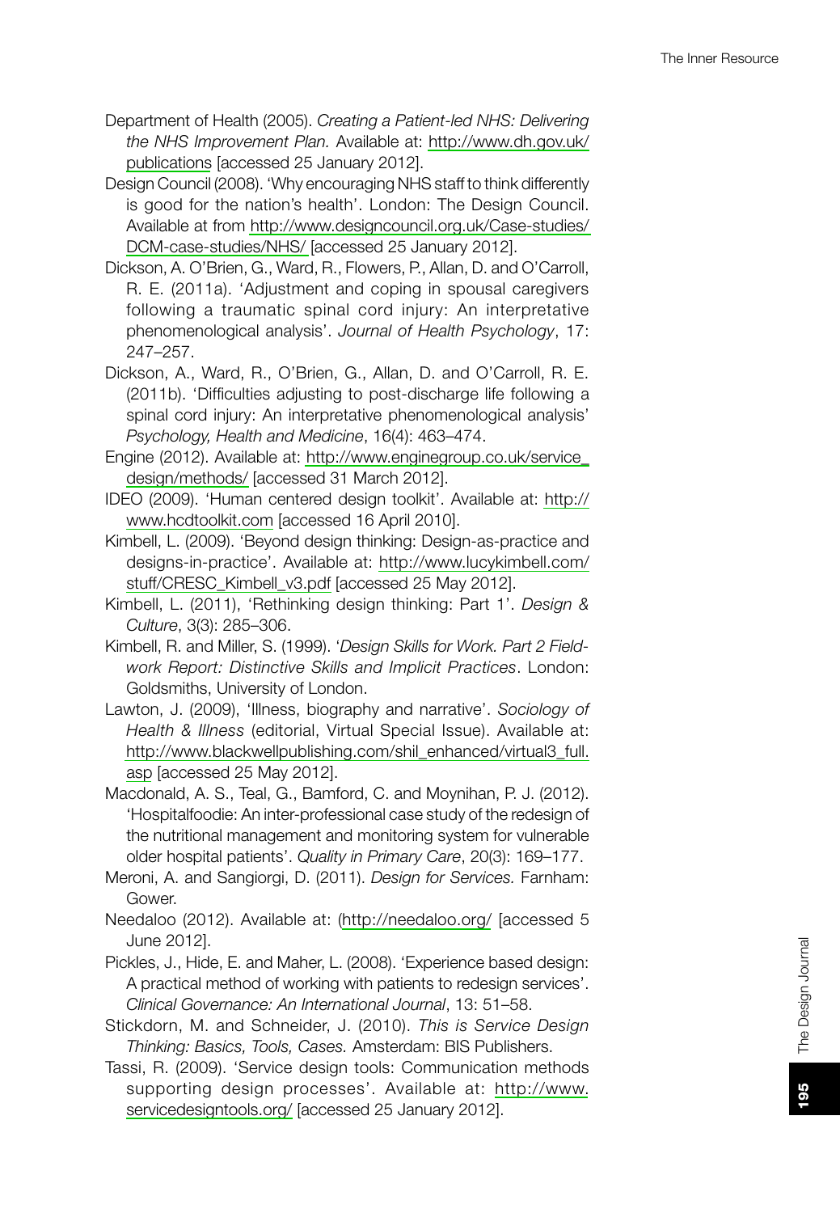Department of Health (2005). *Creating a Patient-led NHS: Delivering the NHS Improvement Plan.* Available at: http://www.dh.gov.uk/publications [accessed 25 January 2012].

Design Council (2008). 'Why encouraging NHS staff to think differently is good for the nation's health'. London: The Design Council. Available at from http://www.designcouncil.org.uk/Case-studies/DCM-case-studies/NHS/ [accessed 25 January 2012].

Dickson, A. O'Brien, G., Ward, R., Flowers, P., Allan, D. and O'Carroll, R. E. (2011a). 'Adjustment and coping in spousal caregivers following a traumatic spinal cord injury: An interpretative phenomenological analysis'. *Journal of Health Psychology*, 17: 247–257.

Dickson, A., Ward, R., O'Brien, G., Allan, D. and O'Carroll, R. E. (2011b). 'Difficulties adjusting to post-discharge life following a spinal cord injury: An interpretative phenomenological analysis' *Psychology, Health and Medicine*, 16(4): 463–474.

Engine (2012). Available at: http://www.enginegroup.co.uk/service_design/methods/ [accessed 31 March 2012].

IDEO (2009). 'Human centered design toolkit'. Available at: http://www.hcdtoolkit.com [accessed 16 April 2010].

Kimbell, L. (2009). 'Beyond design thinking: Design-as-practice and designs-in-practice'. Available at: http://www.lucykimbell.com/stuff/CRESC_Kimbell_v3.pdf [accessed 25 May 2012].

Kimbell, L. (2011), 'Rethinking design thinking: Part 1'. *Design & Culture*, 3(3): 285–306.

Kimbell, R. and Miller, S. (1999). '*Design Skills for Work. Part 2 Field-work Report: Distinctive Skills and Implicit Practices*. London: Goldsmiths, University of London.

Lawton, J. (2009), 'Illness, biography and narrative'. *Sociology of Health & Illness* (editorial, Virtual Special Issue). Available at: http://www.blackwellpublishing.com/shil_enhanced/virtual3_full.asp [accessed 25 May 2012].

Macdonald, A. S., Teal, G., Bamford, C. and Moynihan, P. J. (2012). 'Hospitalfoodie: An inter-professional case study of the redesign of the nutritional management and monitoring system for vulnerable older hospital patients'. *Quality in Primary Care*, 20(3): 169–177.

Meroni, A. and Sangiorgi, D. (2011). *Design for Services.* Farnham: Gower.

Needaloo (2012). Available at: (http://needaloo.org/ [accessed 5 June 2012].

Pickles, J., Hide, E. and Maher, L. (2008). 'Experience based design: A practical method of working with patients to redesign services'. *Clinical Governance: An International Journal*, 13: 51–58.

Stickdorn, M. and Schneider, J. (2010). *This is Service Design Thinking: Basics, Tools, Cases.* Amsterdam: BIS Publishers.

Tassi, R. (2009). 'Service design tools: Communication methods supporting design processes'. Available at: http://www.servicedesigntools.org/ [accessed 25 January 2012].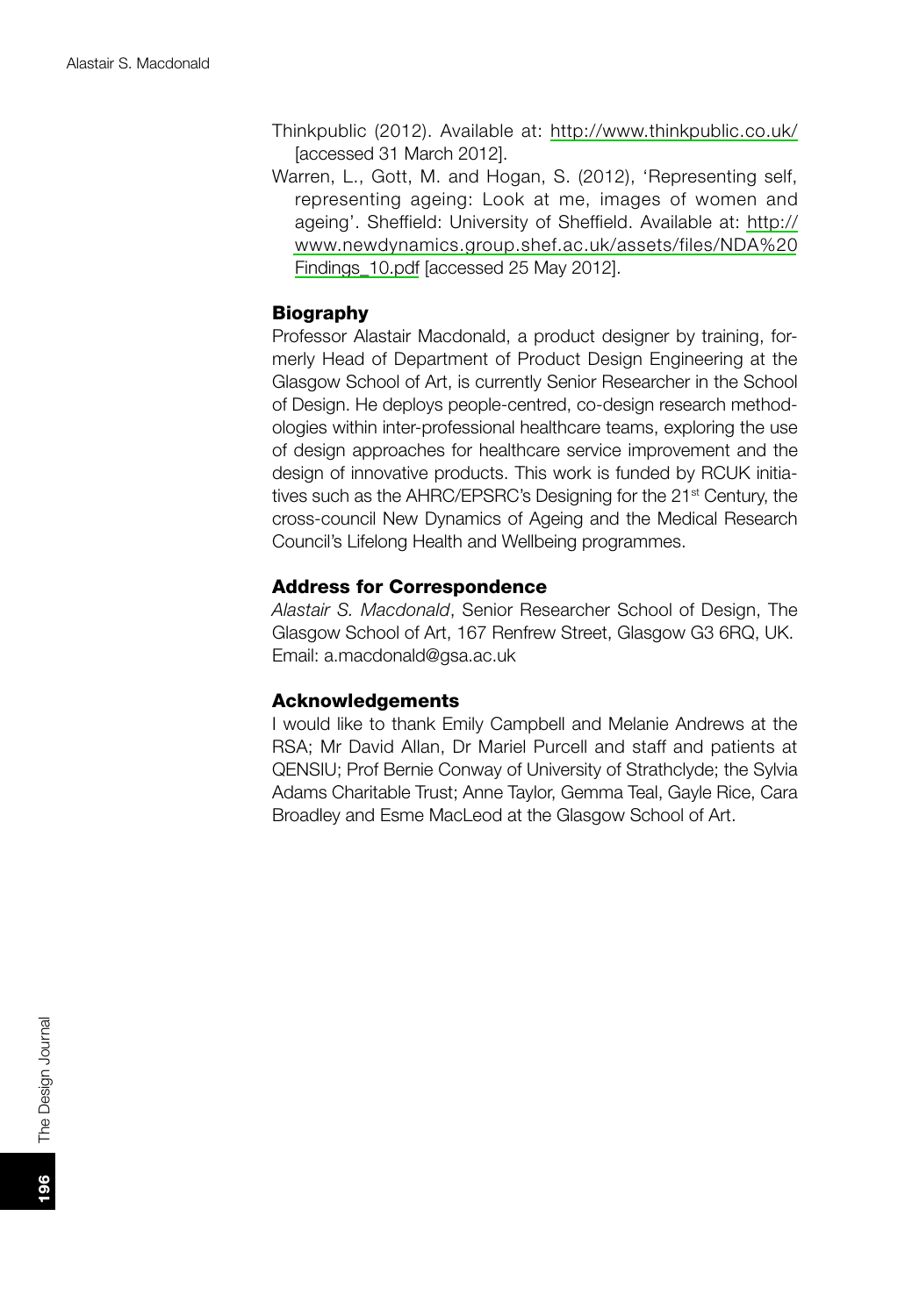Thinkpublic (2012). Available at: http://www.thinkpublic.co.uk/ [accessed 31 March 2012].

Warren, L., Gott, M. and Hogan, S. (2012), 'Representing self, representing ageing: Look at me, images of women and ageing'. Sheffield: University of Sheffield. Available at: http://www.newdynamics.group.shef.ac.uk/assets/files/NDA%20Findings_10.pdf [accessed 25 May 2012].

## Biography

Professor Alastair Macdonald, a product designer by training, formerly Head of Department of Product Design Engineering at the Glasgow School of Art, is currently Senior Researcher in the School of Design. He deploys people-centred, co-design research methodologies within inter-professional healthcare teams, exploring the use of design approaches for healthcare service improvement and the design of innovative products. This work is funded by RCUK initiatives such as the AHRC/EPSRC's Designing for the 21st Century, the cross-council New Dynamics of Ageing and the Medical Research Council's Lifelong Health and Wellbeing programmes.

## Address for Correspondence

*Alastair S. Macdonald*, Senior Researcher School of Design, The Glasgow School of Art, 167 Renfrew Street, Glasgow G3 6RQ, UK. Email: a.macdonald@gsa.ac.uk

## Acknowledgements

I would like to thank Emily Campbell and Melanie Andrews at the RSA; Mr David Allan, Dr Mariel Purcell and staff and patients at QENSIU; Prof Bernie Conway of University of Strathclyde; the Sylvia Adams Charitable Trust; Anne Taylor, Gemma Teal, Gayle Rice, Cara Broadley and Esme MacLeod at the Glasgow School of Art.